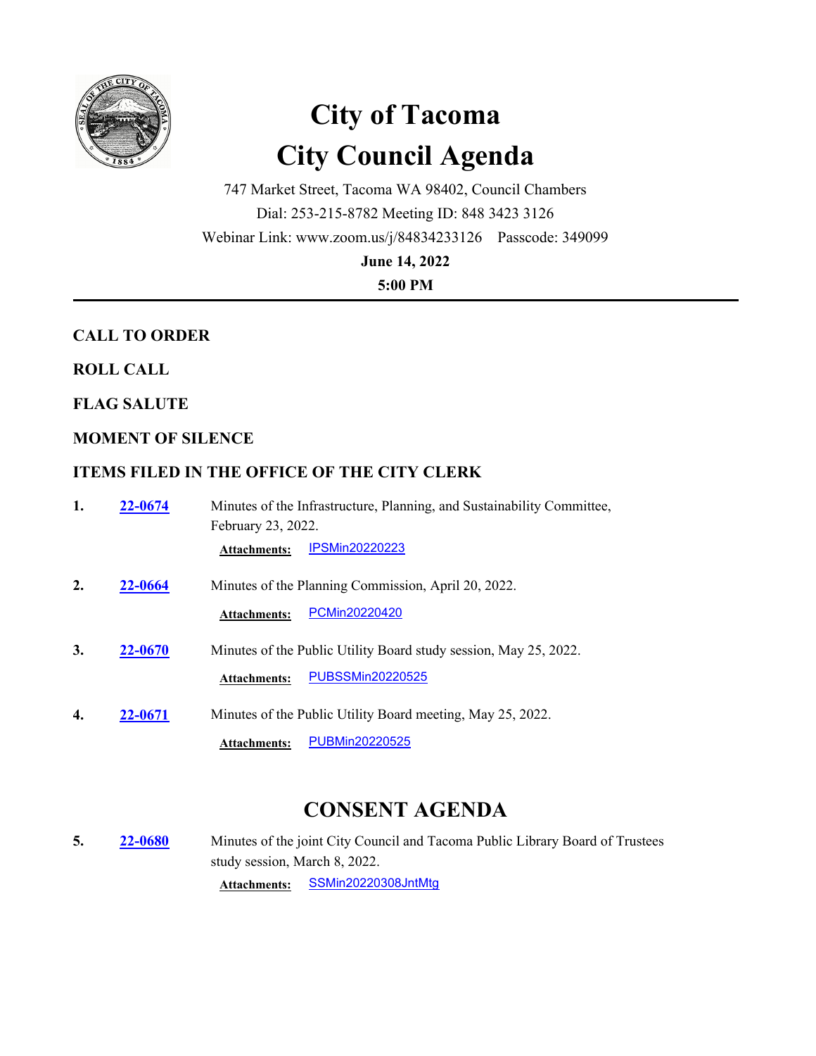# City of Tacoma
# City Council Agenda

747 Market Street, Tacoma WA 98402, Council Chambers

Dial: 253-215-8782 Meeting ID: 848 3423 3126

Webinar Link: www.zoom.us/j/84834233126 Passcode: 349099

**June 14, 2022**

**5:00 PM**

---

**CALL TO ORDER**

**ROLL CALL**

**FLAG SALUTE**

**MOMENT OF SILENCE**

**ITEMS FILED IN THE OFFICE OF THE CITY CLERK**

**1.** **22-0674** Minutes of the Infrastructure, Planning, and Sustainability Committee, February 23, 2022.

**Attachments:** IPSMin20220223

**2.** **22-0664** Minutes of the Planning Commission, April 20, 2022.

**Attachments:** PCMin20220420

**3.** **22-0670** Minutes of the Public Utility Board study session, May 25, 2022.

**Attachments:** PUBSSMin20220525

**4.** **22-0671** Minutes of the Public Utility Board meeting, May 25, 2022.

**Attachments:** PUBMin20220525

## CONSENT AGENDA

**5.** **22-0680** Minutes of the joint City Council and Tacoma Public Library Board of Trustees study session, March 8, 2022.

**Attachments:** SSMin20220308JntMtg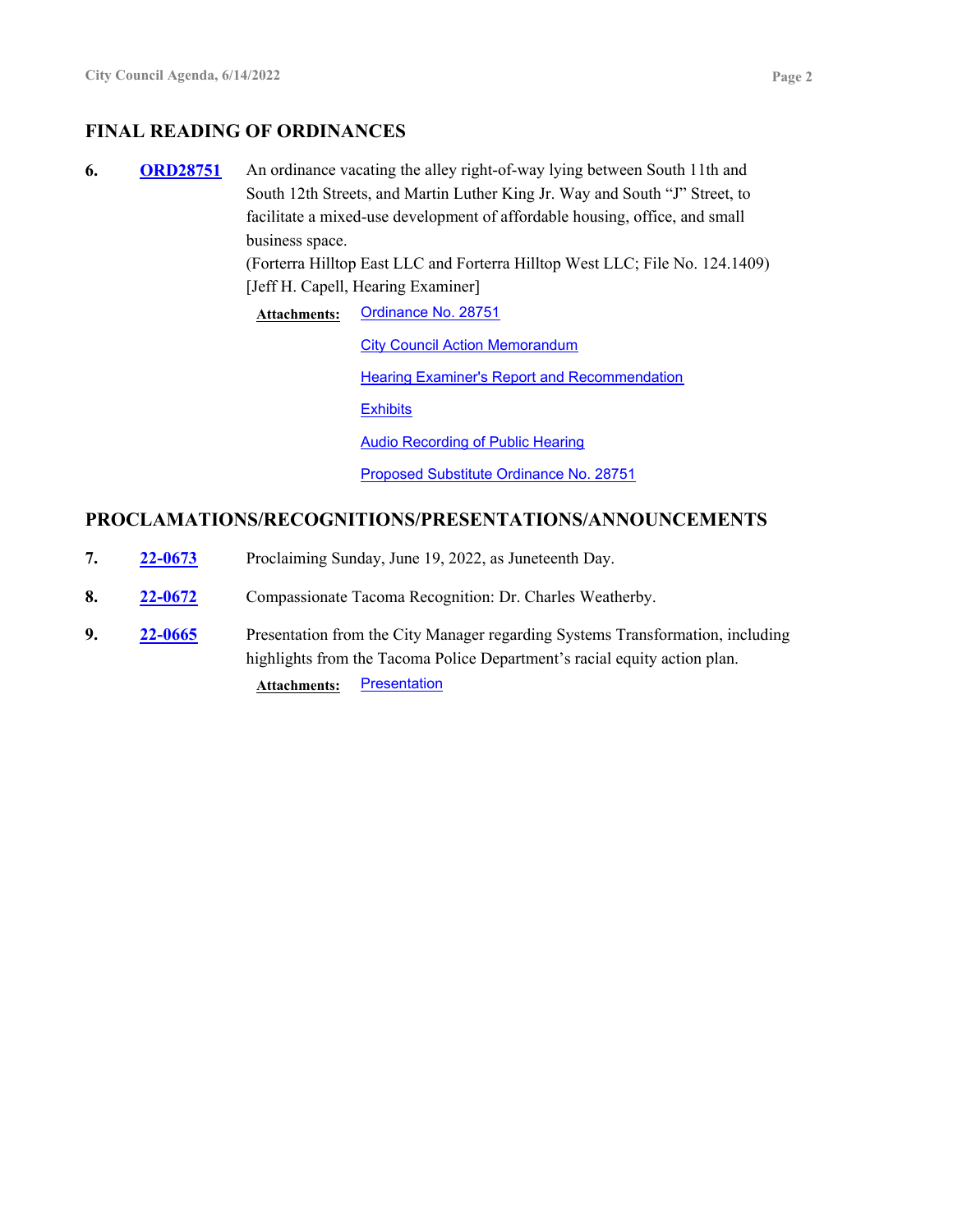## FINAL READING OF ORDINANCES

**6.** **ORD28751** An ordinance vacating the alley right-of-way lying between South 11th and South 12th Streets, and Martin Luther King Jr. Way and South “J” Street, to facilitate a mixed-use development of affordable housing, office, and small business space.
(Forterra Hilltop East LLC and Forterra Hilltop West LLC; File No. 124.1409)
[Jeff H. Capell, Hearing Examiner]

**Attachments:** Ordinance No. 28751
City Council Action Memorandum
Hearing Examiner's Report and Recommendation
Exhibits
Audio Recording of Public Hearing
Proposed Substitute Ordinance No. 28751

## PROCLAMATIONS/RECOGNITIONS/PRESENTATIONS/ANNOUNCEMENTS

**7.** **22-0673** Proclaiming Sunday, June 19, 2022, as Juneteenth Day.

**8.** **22-0672** Compassionate Tacoma Recognition: Dr. Charles Weatherby.

**9.** **22-0665** Presentation from the City Manager regarding Systems Transformation, including highlights from the Tacoma Police Department’s racial equity action plan.

**Attachments:** Presentation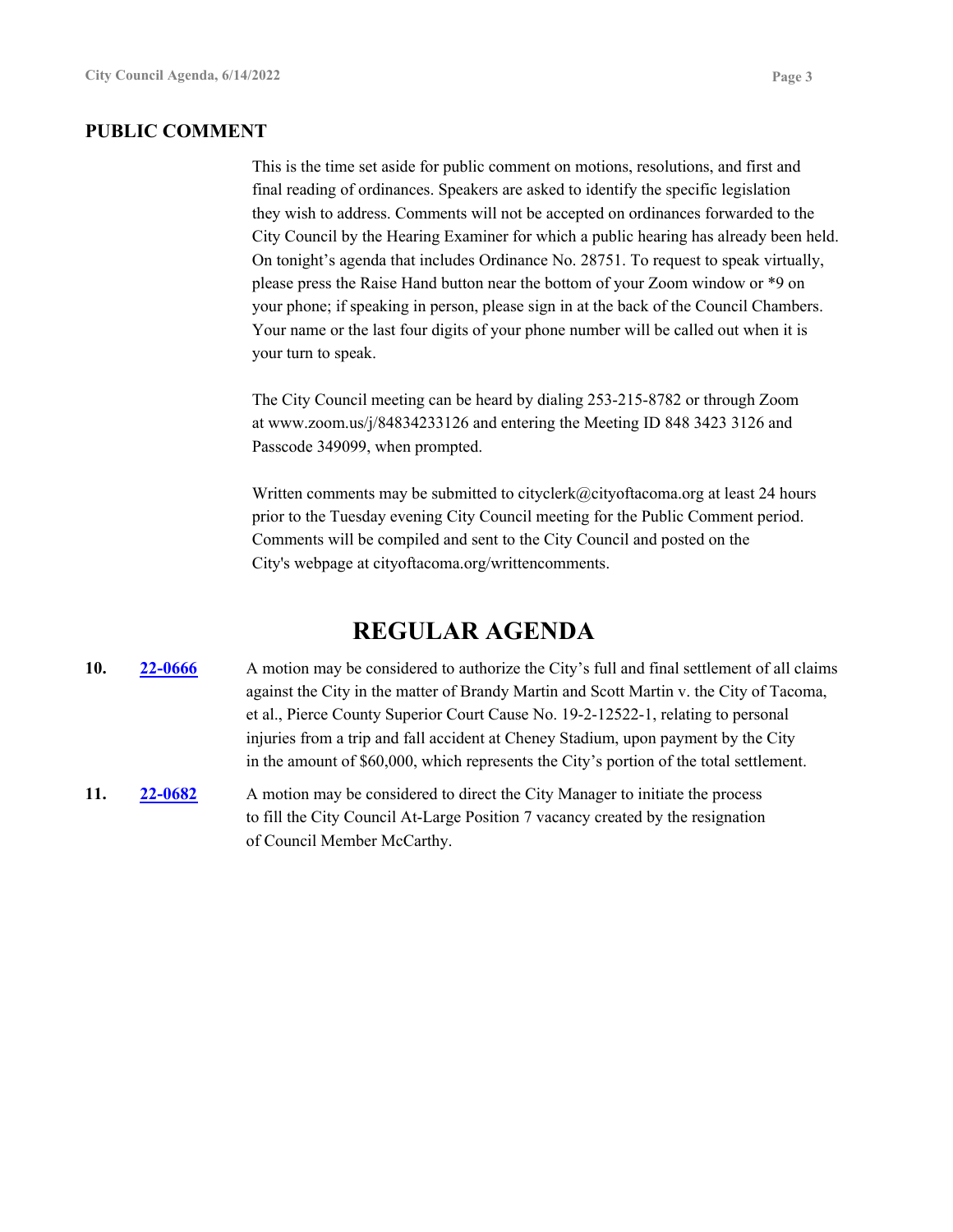## PUBLIC COMMENT

This is the time set aside for public comment on motions, resolutions, and first and final reading of ordinances. Speakers are asked to identify the specific legislation they wish to address. Comments will not be accepted on ordinances forwarded to the City Council by the Hearing Examiner for which a public hearing has already been held. On tonight's agenda that includes Ordinance No. 28751. To request to speak virtually, please press the Raise Hand button near the bottom of your Zoom window or *9 on your phone; if speaking in person, please sign in at the back of the Council Chambers. Your name or the last four digits of your phone number will be called out when it is your turn to speak.

The City Council meeting can be heard by dialing 253-215-8782 or through Zoom at www.zoom.us/j/84834233126 and entering the Meeting ID 848 3423 3126 and Passcode 349099, when prompted.

Written comments may be submitted to cityclerk@cityoftacoma.org at least 24 hours prior to the Tuesday evening City Council meeting for the Public Comment period. Comments will be compiled and sent to the City Council and posted on the City's webpage at cityoftacoma.org/writtencomments.

# REGULAR AGENDA

**10.** **22-0666** A motion may be considered to authorize the City's full and final settlement of all claims against the City in the matter of Brandy Martin and Scott Martin v. the City of Tacoma, et al., Pierce County Superior Court Cause No. 19-2-12522-1, relating to personal injuries from a trip and fall accident at Cheney Stadium, upon payment by the City in the amount of $60,000, which represents the City's portion of the total settlement.

**11.** **22-0682** A motion may be considered to direct the City Manager to initiate the process to fill the City Council At-Large Position 7 vacancy created by the resignation of Council Member McCarthy.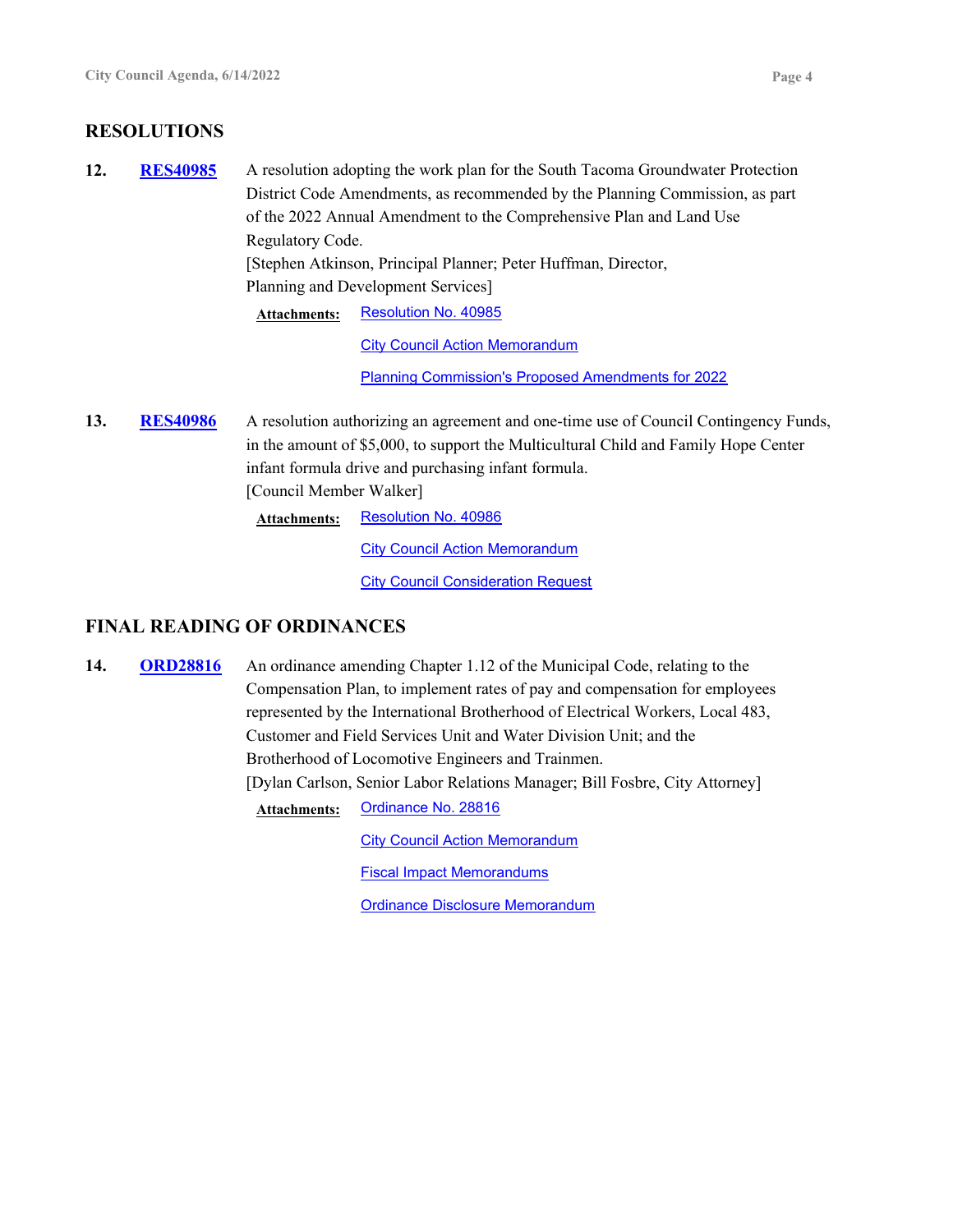## RESOLUTIONS

**12.** **RES40985** A resolution adopting the work plan for the South Tacoma Groundwater Protection District Code Amendments, as recommended by the Planning Commission, as part of the 2022 Annual Amendment to the Comprehensive Plan and Land Use Regulatory Code.
[Stephen Atkinson, Principal Planner; Peter Huffman, Director, Planning and Development Services]

**Attachments:** Resolution No. 40985
City Council Action Memorandum
Planning Commission's Proposed Amendments for 2022

**13.** **RES40986** A resolution authorizing an agreement and one-time use of Council Contingency Funds, in the amount of $5,000, to support the Multicultural Child and Family Hope Center infant formula drive and purchasing infant formula.
[Council Member Walker]

**Attachments:** Resolution No. 40986
City Council Action Memorandum
City Council Consideration Request

## FINAL READING OF ORDINANCES

**14.** **ORD28816** An ordinance amending Chapter 1.12 of the Municipal Code, relating to the Compensation Plan, to implement rates of pay and compensation for employees represented by the International Brotherhood of Electrical Workers, Local 483, Customer and Field Services Unit and Water Division Unit; and the Brotherhood of Locomotive Engineers and Trainmen.
[Dylan Carlson, Senior Labor Relations Manager; Bill Fosbre, City Attorney]

**Attachments:** Ordinance No. 28816
City Council Action Memorandum
Fiscal Impact Memorandums
Ordinance Disclosure Memorandum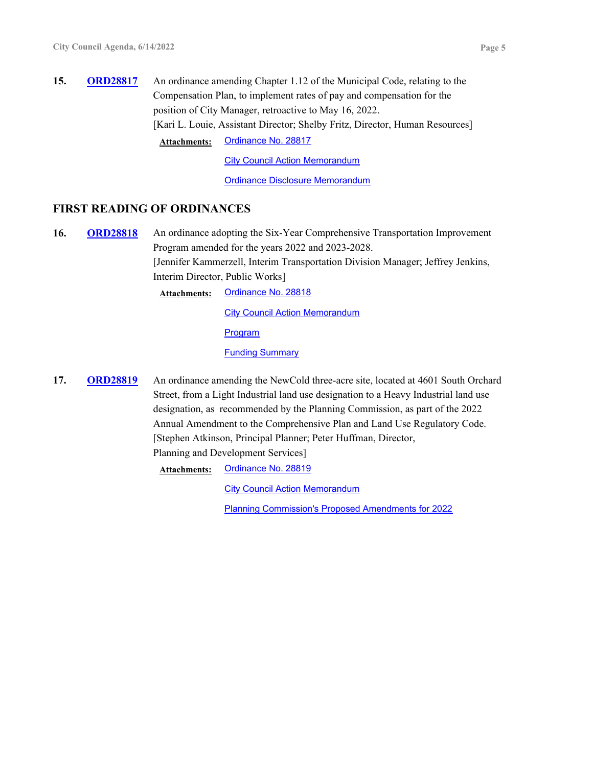**15.** **ORD28817** An ordinance amending Chapter 1.12 of the Municipal Code, relating to the Compensation Plan, to implement rates of pay and compensation for the position of City Manager, retroactive to May 16, 2022.
[Kari L. Louie, Assistant Director; Shelby Fritz, Director, Human Resources]

**Attachments:** Ordinance No. 28817
City Council Action Memorandum
Ordinance Disclosure Memorandum

## FIRST READING OF ORDINANCES

**16.** **ORD28818** An ordinance adopting the Six-Year Comprehensive Transportation Improvement Program amended for the years 2022 and 2023-2028.
[Jennifer Kammerzell, Interim Transportation Division Manager; Jeffrey Jenkins, Interim Director, Public Works]

**Attachments:** Ordinance No. 28818
City Council Action Memorandum
Program
Funding Summary

**17.** **ORD28819** An ordinance amending the NewCold three-acre site, located at 4601 South Orchard Street, from a Light Industrial land use designation to a Heavy Industrial land use designation, as recommended by the Planning Commission, as part of the 2022 Annual Amendment to the Comprehensive Plan and Land Use Regulatory Code.
[Stephen Atkinson, Principal Planner; Peter Huffman, Director, Planning and Development Services]

**Attachments:** Ordinance No. 28819
City Council Action Memorandum
Planning Commission's Proposed Amendments for 2022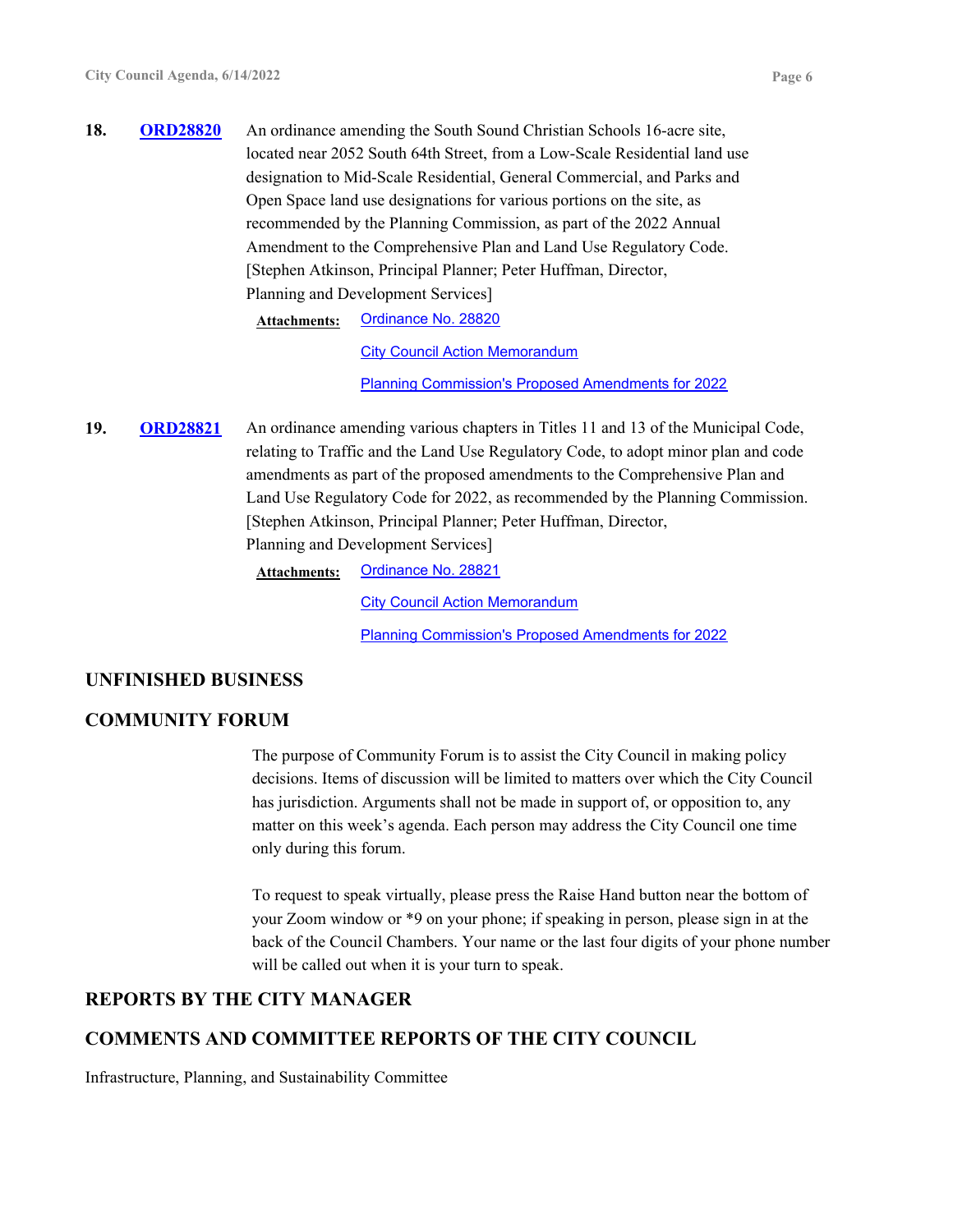**18.** **ORD28820** An ordinance amending the South Sound Christian Schools 16-acre site, located near 2052 South 64th Street, from a Low-Scale Residential land use designation to Mid-Scale Residential, General Commercial, and Parks and Open Space land use designations for various portions on the site, as recommended by the Planning Commission, as part of the 2022 Annual Amendment to the Comprehensive Plan and Land Use Regulatory Code. [Stephen Atkinson, Principal Planner; Peter Huffman, Director, Planning and Development Services]

**Attachments:** Ordinance No. 28820

City Council Action Memorandum

Planning Commission's Proposed Amendments for 2022

**19.** **ORD28821** An ordinance amending various chapters in Titles 11 and 13 of the Municipal Code, relating to Traffic and the Land Use Regulatory Code, to adopt minor plan and code amendments as part of the proposed amendments to the Comprehensive Plan and Land Use Regulatory Code for 2022, as recommended by the Planning Commission. [Stephen Atkinson, Principal Planner; Peter Huffman, Director, Planning and Development Services]

**Attachments:** Ordinance No. 28821

City Council Action Memorandum

Planning Commission's Proposed Amendments for 2022

## UNFINISHED BUSINESS

## COMMUNITY FORUM

The purpose of Community Forum is to assist the City Council in making policy decisions. Items of discussion will be limited to matters over which the City Council has jurisdiction. Arguments shall not be made in support of, or opposition to, any matter on this week's agenda. Each person may address the City Council one time only during this forum.

To request to speak virtually, please press the Raise Hand button near the bottom of your Zoom window or *9 on your phone; if speaking in person, please sign in at the back of the Council Chambers. Your name or the last four digits of your phone number will be called out when it is your turn to speak.

## REPORTS BY THE CITY MANAGER

## COMMENTS AND COMMITTEE REPORTS OF THE CITY COUNCIL

Infrastructure, Planning, and Sustainability Committee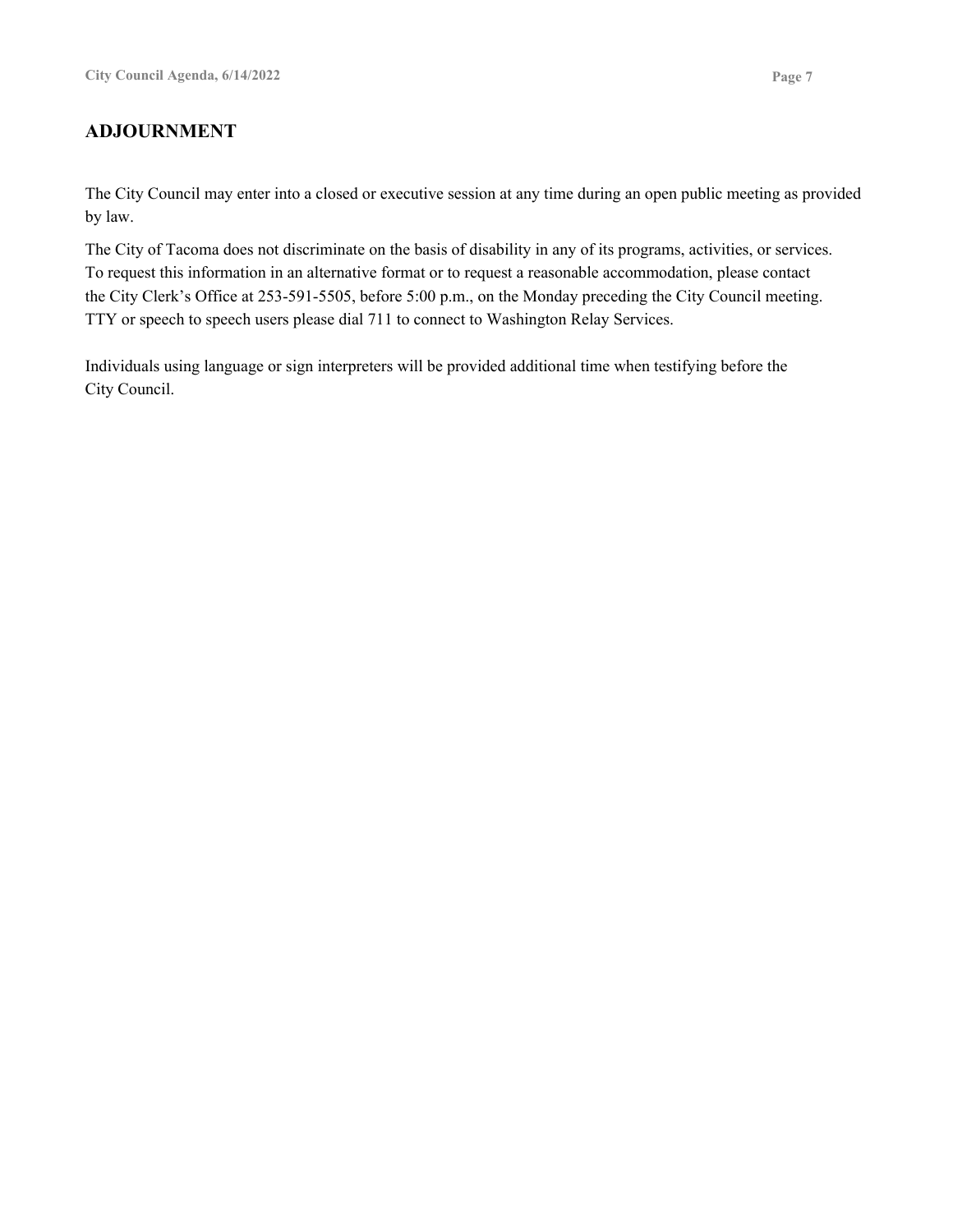## ADJOURNMENT

The City Council may enter into a closed or executive session at any time during an open public meeting as provided by law.

The City of Tacoma does not discriminate on the basis of disability in any of its programs, activities, or services. To request this information in an alternative format or to request a reasonable accommodation, please contact the City Clerk's Office at 253-591-5505, before 5:00 p.m., on the Monday preceding the City Council meeting. TTY or speech to speech users please dial 711 to connect to Washington Relay Services.

Individuals using language or sign interpreters will be provided additional time when testifying before the City Council.